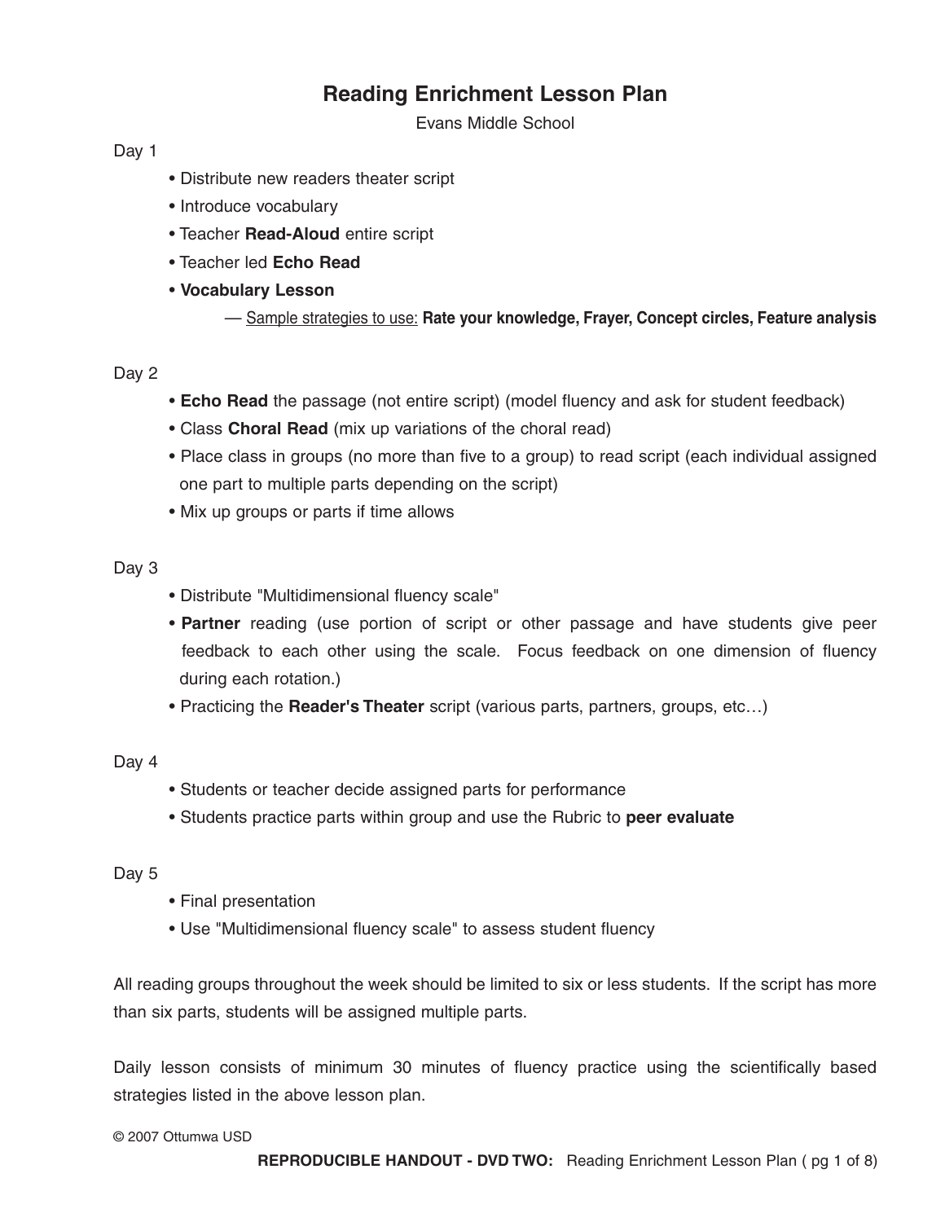# Reading Enrichment Lesson Plan

Evans Middle School

Day 1

- Distribute new readers theater script
- Introduce vocabulary
- Teacher **Read-Aloud** entire script
- Teacher led **Echo Read**
- **Vocabulary Lesson**
  - — Sample strategies to use: **Rate your knowledge, Frayer, Concept circles, Feature analysis**

Day 2

- **Echo Read** the passage (not entire script) (model fluency and ask for student feedback)
- Class **Choral Read** (mix up variations of the choral read)
- Place class in groups (no more than five to a group) to read script (each individual assigned one part to multiple parts depending on the script)
- Mix up groups or parts if time allows

Day 3

- Distribute "Multidimensional fluency scale"
- **Partner** reading (use portion of script or other passage and have students give peer feedback to each other using the scale. Focus feedback on one dimension of fluency during each rotation.)
- Practicing the **Reader's Theater** script (various parts, partners, groups, etc…)

Day 4

- Students or teacher decide assigned parts for performance
- Students practice parts within group and use the Rubric to **peer evaluate**

Day 5

- Final presentation
- Use "Multidimensional fluency scale" to assess student fluency

All reading groups throughout the week should be limited to six or less students. If the script has more than six parts, students will be assigned multiple parts.

Daily lesson consists of minimum 30 minutes of fluency practice using the scientifically based strategies listed in the above lesson plan.

© 2007 Ottumwa USD

**REPRODUCIBLE HANDOUT - DVD TWO:** Reading Enrichment Lesson Plan ( pg 1 of 8)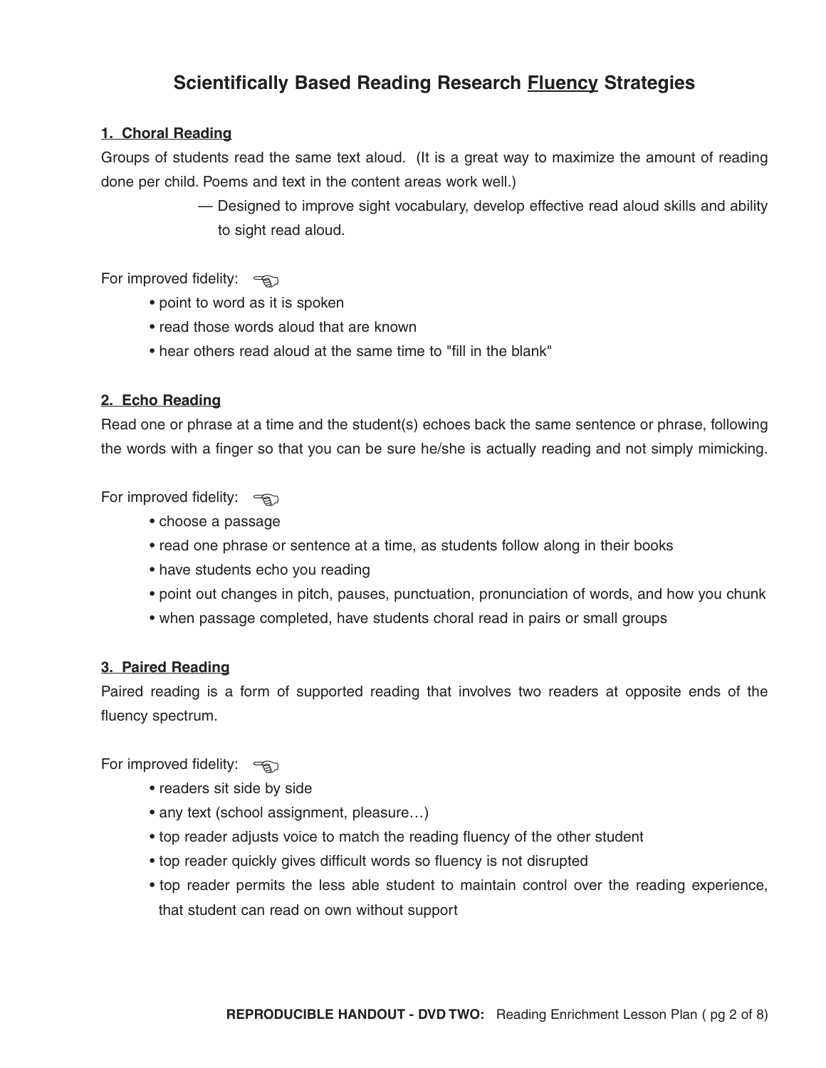# Scientifically Based Reading Research Fluency Strategies

## 1. Choral Reading

Groups of students read the same text aloud. (It is a great way to maximize the amount of reading done per child. Poems and text in the content areas work well.)

— Designed to improve sight vocabulary, develop effective read aloud skills and ability to sight read aloud.

For improved fidelity: ☜

- point to word as it is spoken
- read those words aloud that are known
- hear others read aloud at the same time to "fill in the blank"

## 2. Echo Reading

Read one or phrase at a time and the student(s) echoes back the same sentence or phrase, following the words with a finger so that you can be sure he/she is actually reading and not simply mimicking.

For improved fidelity: ☜

- choose a passage
- read one phrase or sentence at a time, as students follow along in their books
- have students echo you reading
- point out changes in pitch, pauses, punctuation, pronunciation of words, and how you chunk
- when passage completed, have students choral read in pairs or small groups

## 3. Paired Reading

Paired reading is a form of supported reading that involves two readers at opposite ends of the fluency spectrum.

For improved fidelity: ☜

- readers sit side by side
- any text (school assignment, pleasure…)
- top reader adjusts voice to match the reading fluency of the other student
- top reader quickly gives difficult words so fluency is not disrupted
- top reader permits the less able student to maintain control over the reading experience, that student can read on own without support

**REPRODUCIBLE HANDOUT - DVD TWO:** Reading Enrichment Lesson Plan ( pg 2 of 8)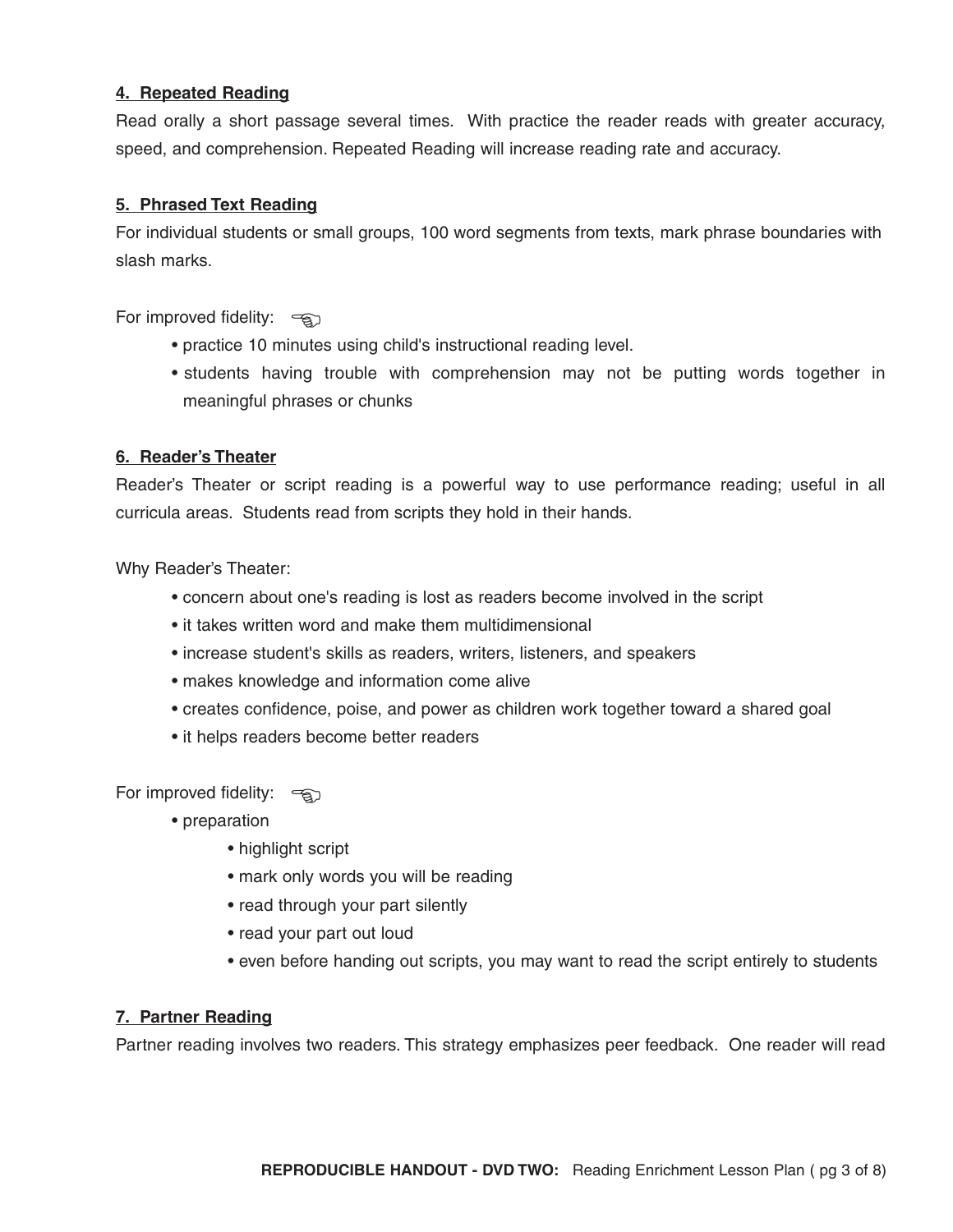**4. Repeated Reading**

Read orally a short passage several times. With practice the reader reads with greater accuracy, speed, and comprehension. Repeated Reading will increase reading rate and accuracy.

**5. Phrased Text Reading**

For individual students or small groups, 100 word segments from texts, mark phrase boundaries with slash marks.

For improved fidelity: ☜

- practice 10 minutes using child's instructional reading level.
- students having trouble with comprehension may not be putting words together in meaningful phrases or chunks

**6. Reader's Theater**

Reader's Theater or script reading is a powerful way to use performance reading; useful in all curricula areas. Students read from scripts they hold in their hands.

Why Reader's Theater:

- concern about one's reading is lost as readers become involved in the script
- it takes written word and make them multidimensional
- increase student's skills as readers, writers, listeners, and speakers
- makes knowledge and information come alive
- creates confidence, poise, and power as children work together toward a shared goal
- it helps readers become better readers

For improved fidelity: ☜

- preparation
  - highlight script
  - mark only words you will be reading
  - read through your part silently
  - read your part out loud
  - even before handing out scripts, you may want to read the script entirely to students

**7. Partner Reading**

Partner reading involves two readers. This strategy emphasizes peer feedback. One reader will read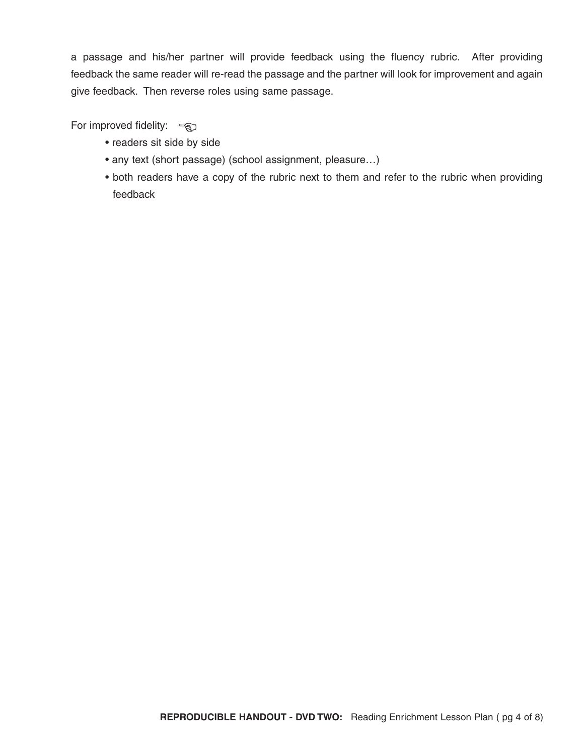a passage and his/her partner will provide feedback using the fluency rubric. After providing feedback the same reader will re-read the passage and the partner will look for improvement and again give feedback. Then reverse roles using same passage.

For improved fidelity: ☜

- readers sit side by side
- any text (short passage) (school assignment, pleasure…)
- both readers have a copy of the rubric next to them and refer to the rubric when providing feedback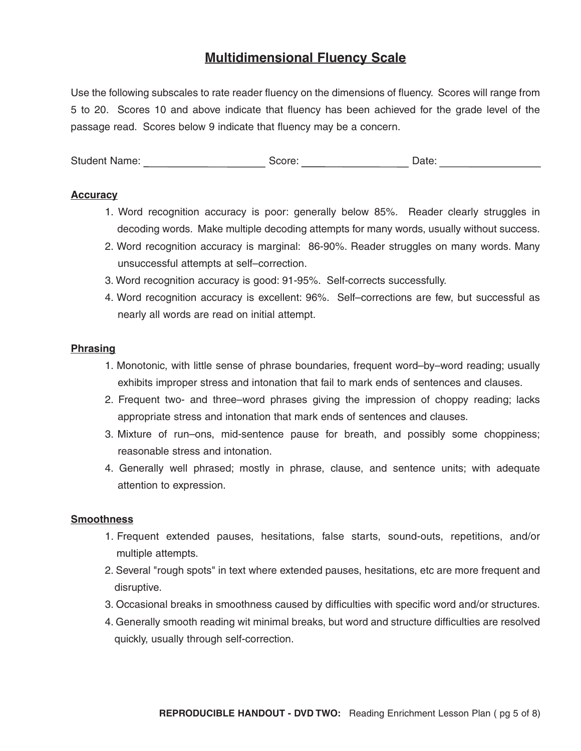# Multidimensional Fluency Scale

Use the following subscales to rate reader fluency on the dimensions of fluency. Scores will range from 5 to 20. Scores 10 and above indicate that fluency has been achieved for the grade level of the passage read. Scores below 9 indicate that fluency may be a concern.

Student Name: ____________________ Score: __________________ Date: ________________

**Accuracy**

1. Word recognition accuracy is poor: generally below 85%. Reader clearly struggles in decoding words. Make multiple decoding attempts for many words, usually without success.
2. Word recognition accuracy is marginal: 86-90%. Reader struggles on many words. Many unsuccessful attempts at self–correction.
3. Word recognition accuracy is good: 91-95%. Self-corrects successfully.
4. Word recognition accuracy is excellent: 96%. Self–corrections are few, but successful as nearly all words are read on initial attempt.

**Phrasing**

1. Monotonic, with little sense of phrase boundaries, frequent word–by–word reading; usually exhibits improper stress and intonation that fail to mark ends of sentences and clauses.
2. Frequent two- and three–word phrases giving the impression of choppy reading; lacks appropriate stress and intonation that mark ends of sentences and clauses.
3. Mixture of run–ons, mid-sentence pause for breath, and possibly some choppiness; reasonable stress and intonation.
4. Generally well phrased; mostly in phrase, clause, and sentence units; with adequate attention to expression.

**Smoothness**

1. Frequent extended pauses, hesitations, false starts, sound-outs, repetitions, and/or multiple attempts.
2. Several "rough spots" in text where extended pauses, hesitations, etc are more frequent and disruptive.
3. Occasional breaks in smoothness caused by difficulties with specific word and/or structures.
4. Generally smooth reading wit minimal breaks, but word and structure difficulties are resolved quickly, usually through self-correction.

**REPRODUCIBLE HANDOUT - DVD TWO:** Reading Enrichment Lesson Plan ( pg 5 of 8)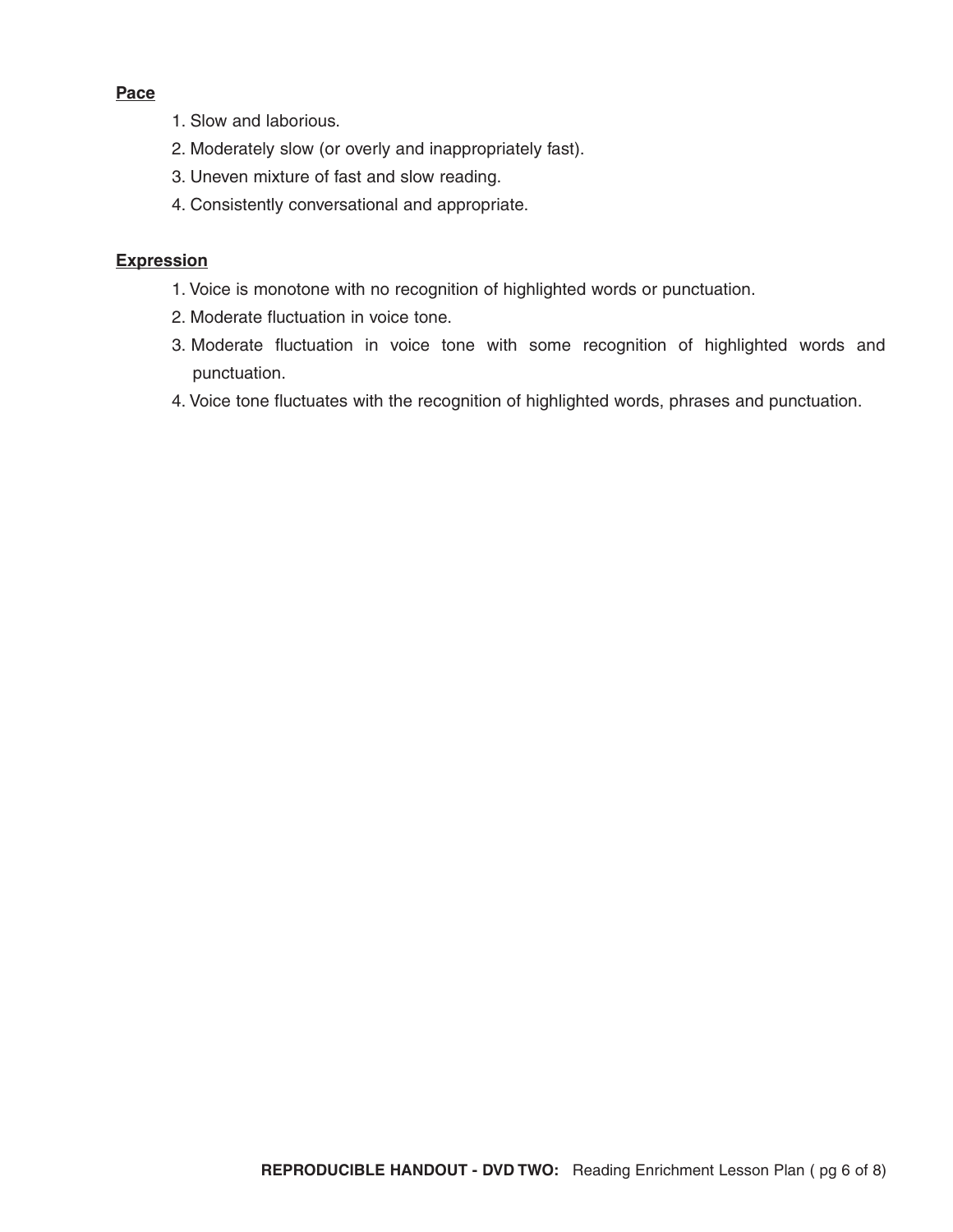**Pace**

1. Slow and laborious.
2. Moderately slow (or overly and inappropriately fast).
3. Uneven mixture of fast and slow reading.
4. Consistently conversational and appropriate.

**Expression**

1. Voice is monotone with no recognition of highlighted words or punctuation.
2. Moderate fluctuation in voice tone.
3. Moderate fluctuation in voice tone with some recognition of highlighted words and punctuation.
4. Voice tone fluctuates with the recognition of highlighted words, phrases and punctuation.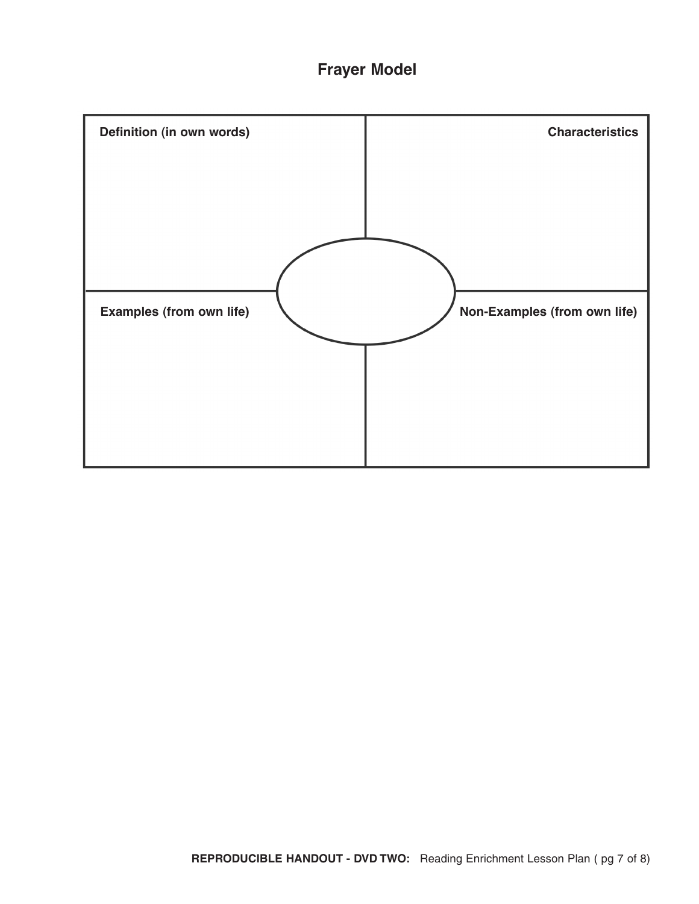# Frayer Model

| Definition (in own words) | Characteristics |
|---|---|
| | |
| **Examples (from own life)** | **Non-Examples (from own life)** |
| | |

**REPRODUCIBLE HANDOUT - DVD TWO:** Reading Enrichment Lesson Plan ( pg 7 of 8)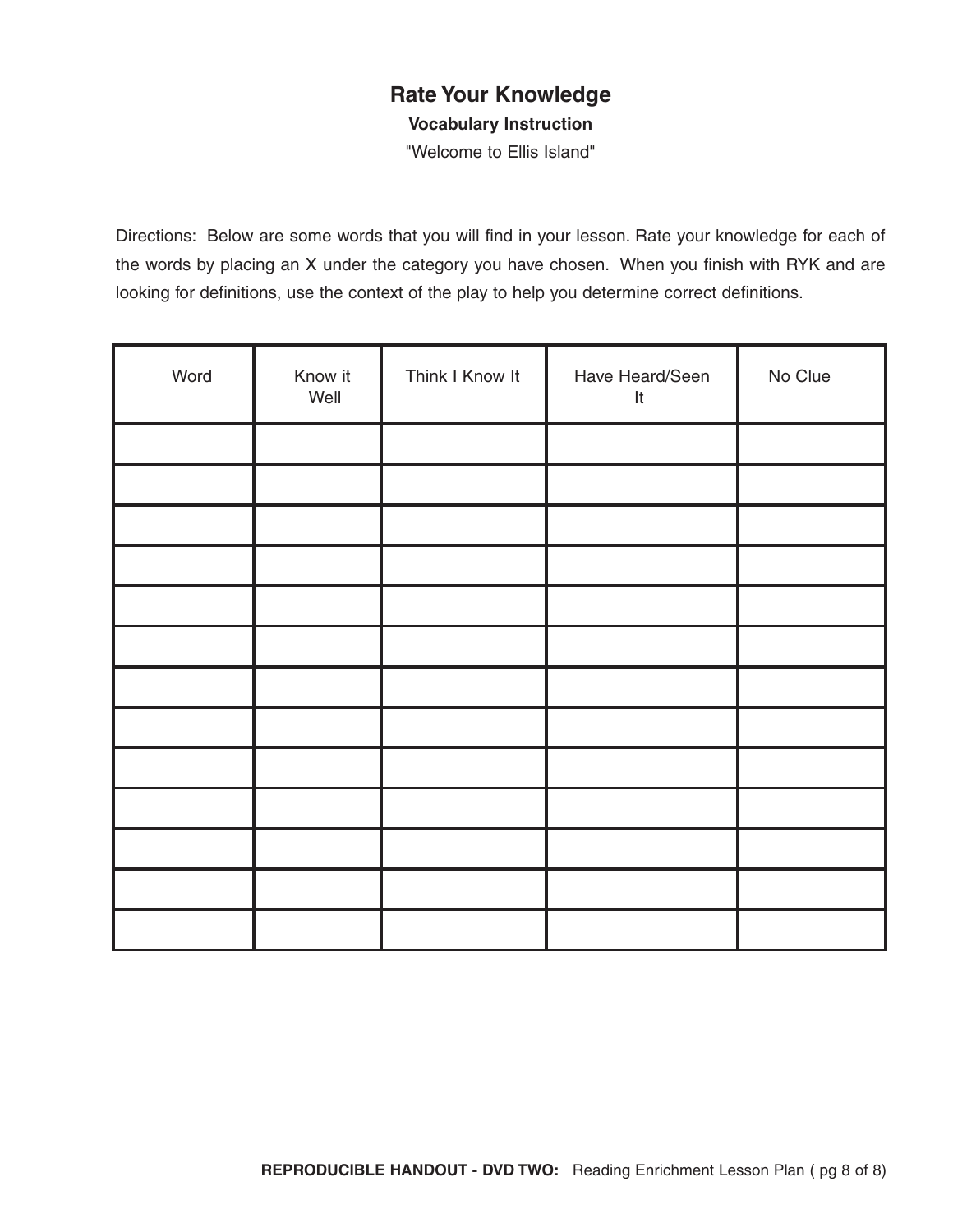# Rate Your Knowledge

**Vocabulary Instruction**

"Welcome to Ellis Island"

Directions: Below are some words that you will find in your lesson. Rate your knowledge for each of the words by placing an X under the category you have chosen. When you finish with RYK and are looking for definitions, use the context of the play to help you determine correct definitions.

| Word | Know it Well | Think I Know It | Have Heard/Seen It | No Clue |
|---|---|---|---|---|
| | | | | |
| | | | | |
| | | | | |
| | | | | |
| | | | | |
| | | | | |
| | | | | |
| | | | | |
| | | | | |
| | | | | |
| | | | | |
| | | | | |
| | | | | |

**REPRODUCIBLE HANDOUT - DVD TWO:** Reading Enrichment Lesson Plan ( pg 8 of 8)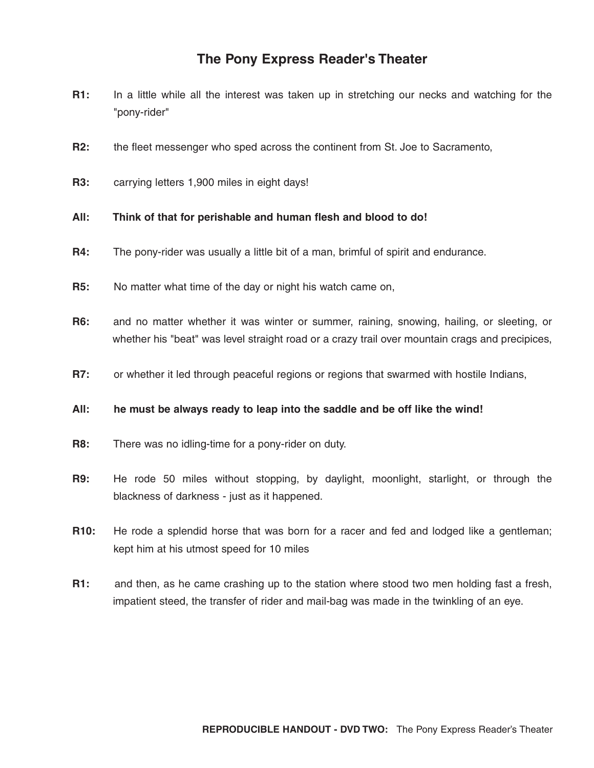# The Pony Express Reader's Theater

**R1:** In a little while all the interest was taken up in stretching our necks and watching for the "pony-rider"

**R2:** the fleet messenger who sped across the continent from St. Joe to Sacramento,

**R3:** carrying letters 1,900 miles in eight days!

**All:** **Think of that for perishable and human flesh and blood to do!**

**R4:** The pony-rider was usually a little bit of a man, brimful of spirit and endurance.

**R5:** No matter what time of the day or night his watch came on,

**R6:** and no matter whether it was winter or summer, raining, snowing, hailing, or sleeting, or whether his "beat" was level straight road or a crazy trail over mountain crags and precipices,

**R7:** or whether it led through peaceful regions or regions that swarmed with hostile Indians,

**All:** **he must be always ready to leap into the saddle and be off like the wind!**

**R8:** There was no idling-time for a pony-rider on duty.

**R9:** He rode 50 miles without stopping, by daylight, moonlight, starlight, or through the blackness of darkness - just as it happened.

**R10:** He rode a splendid horse that was born for a racer and fed and lodged like a gentleman; kept him at his utmost speed for 10 miles

**R1:** and then, as he came crashing up to the station where stood two men holding fast a fresh, impatient steed, the transfer of rider and mail-bag was made in the twinkling of an eye.

**REPRODUCIBLE HANDOUT - DVD TWO:** The Pony Express Reader's Theater